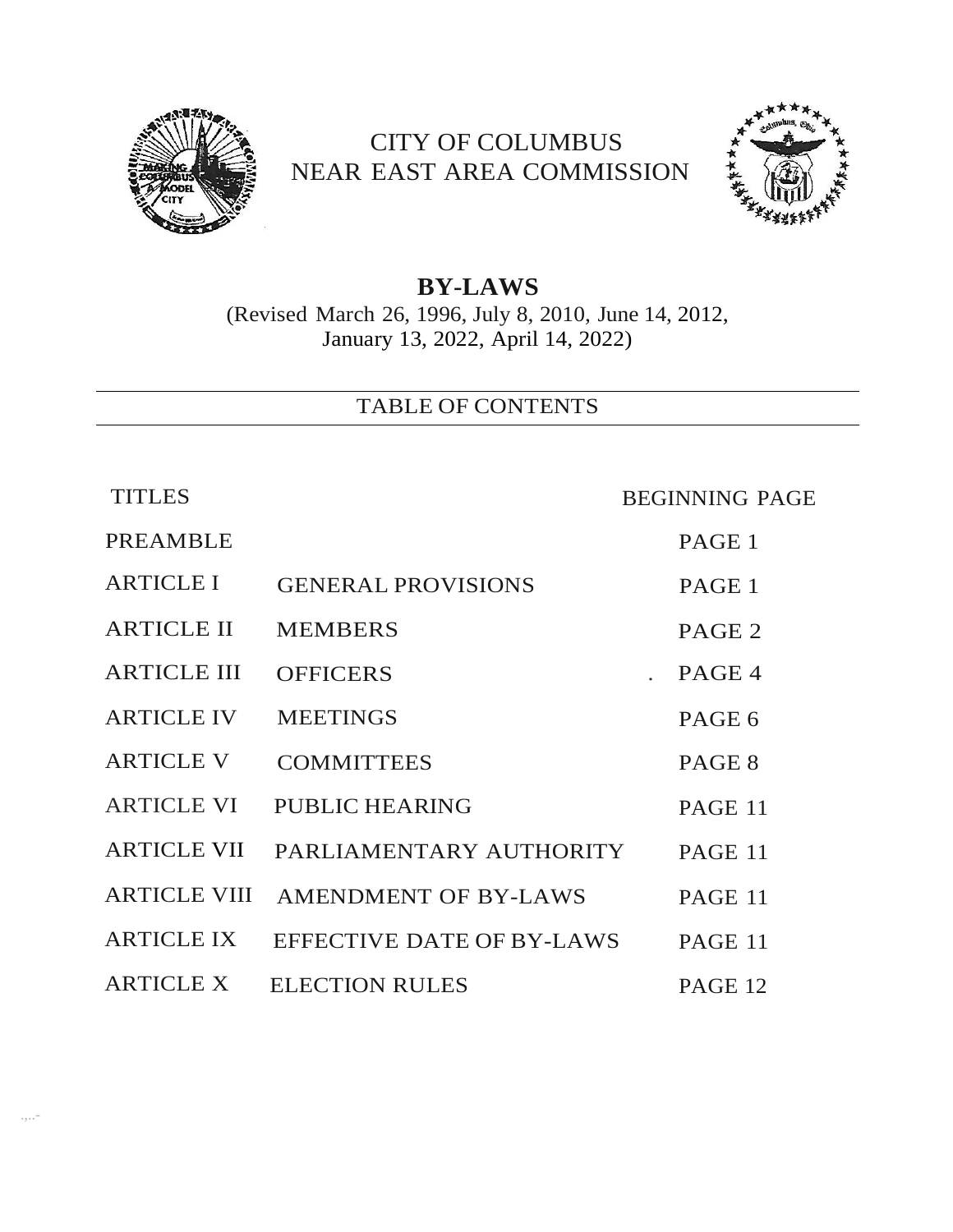# CITY OF COLUMBUS
# NEAR EAST AREA COMMISSION

## BY-LAWS

(Revised March 26, 1996, July 8, 2010, June 14, 2012, January 13, 2022, April 14, 2022)

### TABLE OF CONTENTS

| TITLES | | BEGINNING PAGE |
|---|---|---|
| PREAMBLE | | PAGE 1 |
| ARTICLE I | GENERAL PROVISIONS | PAGE 1 |
| ARTICLE II | MEMBERS | PAGE 2 |
| ARTICLE III | OFFICERS | PAGE 4 |
| ARTICLE IV | MEETINGS | PAGE 6 |
| ARTICLE V | COMMITTEES | PAGE 8 |
| ARTICLE VI | PUBLIC HEARING | PAGE 11 |
| ARTICLE VII | PARLIAMENTARY AUTHORITY | PAGE 11 |
| ARTICLE VIII | AMENDMENT OF BY-LAWS | PAGE 11 |
| ARTICLE IX | EFFECTIVE DATE OF BY-LAWS | PAGE 11 |
| ARTICLE X | ELECTION RULES | PAGE 12 |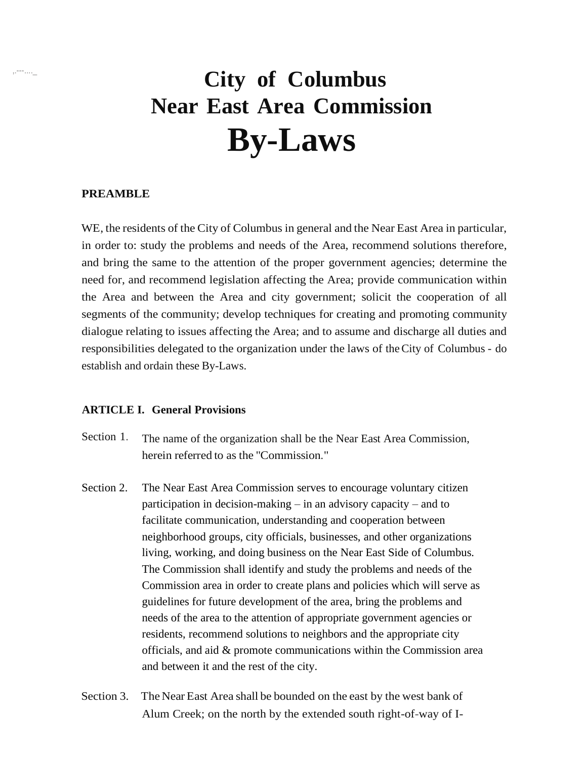# City of Columbus
# Near East Area Commission
# By-Laws

**PREAMBLE**

WE, the residents of the City of Columbus in general and the Near East Area in particular, in order to: study the problems and needs of the Area, recommend solutions therefore, and bring the same to the attention of the proper government agencies; determine the need for, and recommend legislation affecting the Area; provide communication within the Area and between the Area and city government; solicit the cooperation of all segments of the community; develop techniques for creating and promoting community dialogue relating to issues affecting the Area; and to assume and discharge all duties and responsibilities delegated to the organization under the laws of the City of Columbus - do establish and ordain these By-Laws.

**ARTICLE I. General Provisions**

Section 1. The name of the organization shall be the Near East Area Commission, herein referred to as the "Commission."

Section 2. The Near East Area Commission serves to encourage voluntary citizen participation in decision-making – in an advisory capacity – and to facilitate communication, understanding and cooperation between neighborhood groups, city officials, businesses, and other organizations living, working, and doing business on the Near East Side of Columbus. The Commission shall identify and study the problems and needs of the Commission area in order to create plans and policies which will serve as guidelines for future development of the area, bring the problems and needs of the area to the attention of appropriate government agencies or residents, recommend solutions to neighbors and the appropriate city officials, and aid & promote communications within the Commission area and between it and the rest of the city.

Section 3. The Near East Area shall be bounded on the east by the west bank of Alum Creek; on the north by the extended south right-of-way of I-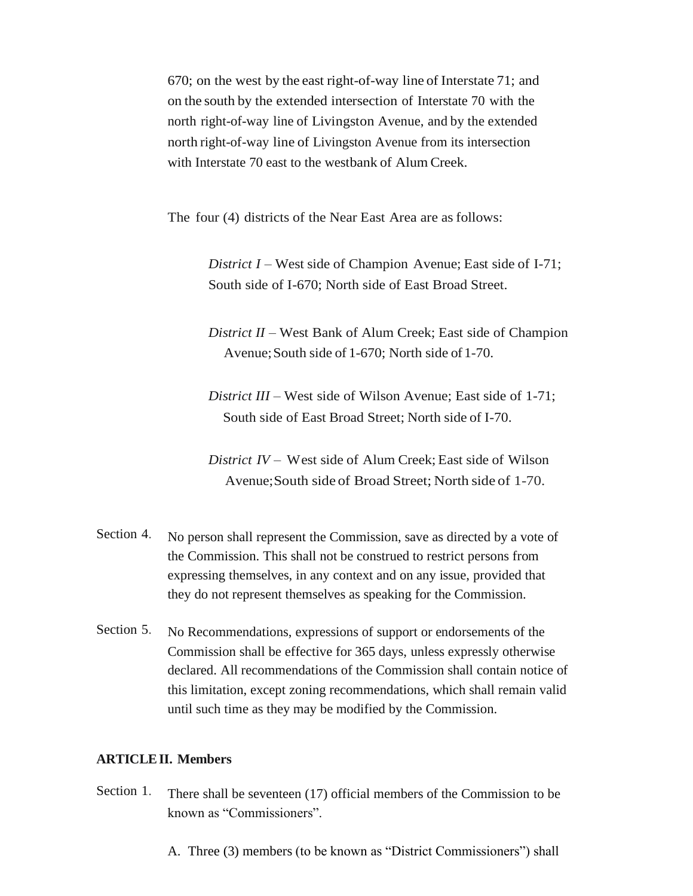670; on the west by the east right-of-way line of Interstate 71; and on the south by the extended intersection of Interstate 70 with the north right-of-way line of Livingston Avenue, and by the extended north right-of-way line of Livingston Avenue from its intersection with Interstate 70 east to the westbank of Alum Creek.

The four (4) districts of the Near East Area are as follows:

> *District I* – West side of Champion Avenue; East side of I-71; South side of I-670; North side of East Broad Street.
>
> *District II* – West Bank of Alum Creek; East side of Champion Avenue; South side of 1-670; North side of 1-70.
>
> *District III* – West side of Wilson Avenue; East side of 1-71; South side of East Broad Street; North side of I-70.
>
> *District IV* – West side of Alum Creek; East side of Wilson Avenue; South side of Broad Street; North side of 1-70.

Section 4. No person shall represent the Commission, save as directed by a vote of the Commission. This shall not be construed to restrict persons from expressing themselves, in any context and on any issue, provided that they do not represent themselves as speaking for the Commission.

Section 5. No Recommendations, expressions of support or endorsements of the Commission shall be effective for 365 days, unless expressly otherwise declared. All recommendations of the Commission shall contain notice of this limitation, except zoning recommendations, which shall remain valid until such time as they may be modified by the Commission.

**ARTICLE II. Members**

Section 1. There shall be seventeen (17) official members of the Commission to be known as "Commissioners".

A. Three (3) members (to be known as "District Commissioners") shall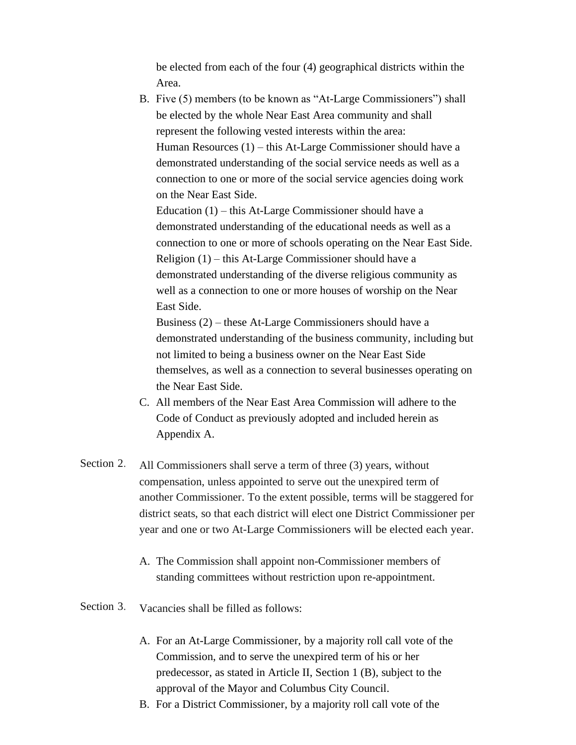be elected from each of the four (4) geographical districts within the Area.

B. Five (5) members (to be known as "At-Large Commissioners") shall be elected by the whole Near East Area community and shall represent the following vested interests within the area:
   Human Resources (1) – this At-Large Commissioner should have a demonstrated understanding of the social service needs as well as a connection to one or more of the social service agencies doing work on the Near East Side.
   Education (1) – this At-Large Commissioner should have a demonstrated understanding of the educational needs as well as a connection to one or more of schools operating on the Near East Side.
   Religion (1) – this At-Large Commissioner should have a demonstrated understanding of the diverse religious community as well as a connection to one or more houses of worship on the Near East Side.
   Business (2) – these At-Large Commissioners should have a demonstrated understanding of the business community, including but not limited to being a business owner on the Near East Side themselves, as well as a connection to several businesses operating on the Near East Side.
C. All members of the Near East Area Commission will adhere to the Code of Conduct as previously adopted and included herein as Appendix A.

Section 2. All Commissioners shall serve a term of three (3) years, without compensation, unless appointed to serve out the unexpired term of another Commissioner. To the extent possible, terms will be staggered for district seats, so that each district will elect one District Commissioner per year and one or two At-Large Commissioners will be elected each year.

A. The Commission shall appoint non-Commissioner members of standing committees without restriction upon re-appointment.

Section 3. Vacancies shall be filled as follows:

A. For an At-Large Commissioner, by a majority roll call vote of the Commission, and to serve the unexpired term of his or her predecessor, as stated in Article II, Section 1 (B), subject to the approval of the Mayor and Columbus City Council.
B. For a District Commissioner, by a majority roll call vote of the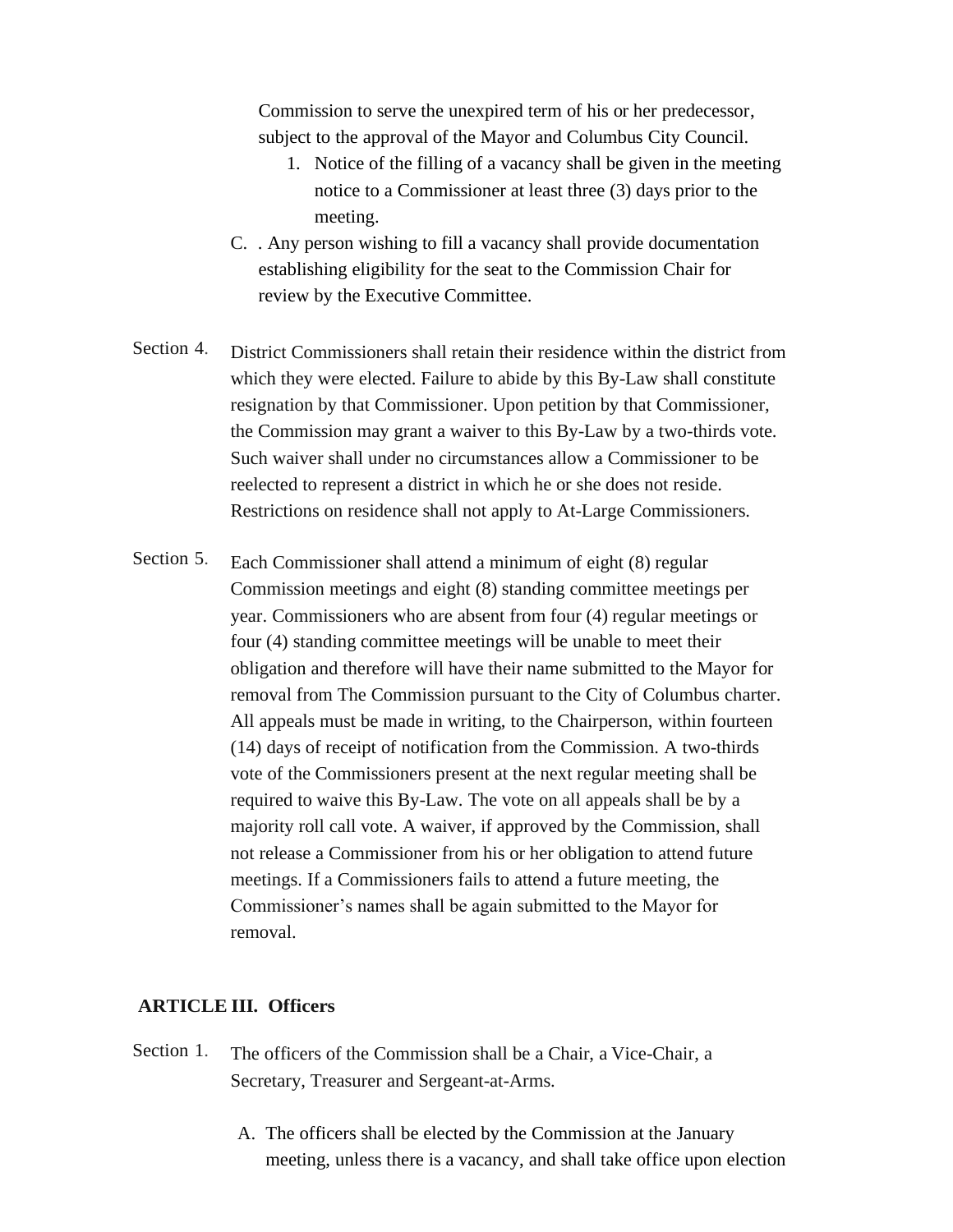Commission to serve the unexpired term of his or her predecessor, subject to the approval of the Mayor and Columbus City Council.

1. Notice of the filling of a vacancy shall be given in the meeting notice to a Commissioner at least three (3) days prior to the meeting.

C. . Any person wishing to fill a vacancy shall provide documentation establishing eligibility for the seat to the Commission Chair for review by the Executive Committee.

Section 4. District Commissioners shall retain their residence within the district from which they were elected. Failure to abide by this By-Law shall constitute resignation by that Commissioner. Upon petition by that Commissioner, the Commission may grant a waiver to this By-Law by a two-thirds vote. Such waiver shall under no circumstances allow a Commissioner to be reelected to represent a district in which he or she does not reside. Restrictions on residence shall not apply to At-Large Commissioners.

Section 5. Each Commissioner shall attend a minimum of eight (8) regular Commission meetings and eight (8) standing committee meetings per year. Commissioners who are absent from four (4) regular meetings or four (4) standing committee meetings will be unable to meet their obligation and therefore will have their name submitted to the Mayor for removal from The Commission pursuant to the City of Columbus charter. All appeals must be made in writing, to the Chairperson, within fourteen (14) days of receipt of notification from the Commission. A two-thirds vote of the Commissioners present at the next regular meeting shall be required to waive this By-Law. The vote on all appeals shall be by a majority roll call vote. A waiver, if approved by the Commission, shall not release a Commissioner from his or her obligation to attend future meetings. If a Commissioners fails to attend a future meeting, the Commissioner's names shall be again submitted to the Mayor for removal.

## ARTICLE III. Officers

Section 1. The officers of the Commission shall be a Chair, a Vice-Chair, a Secretary, Treasurer and Sergeant-at-Arms.

A. The officers shall be elected by the Commission at the January meeting, unless there is a vacancy, and shall take office upon election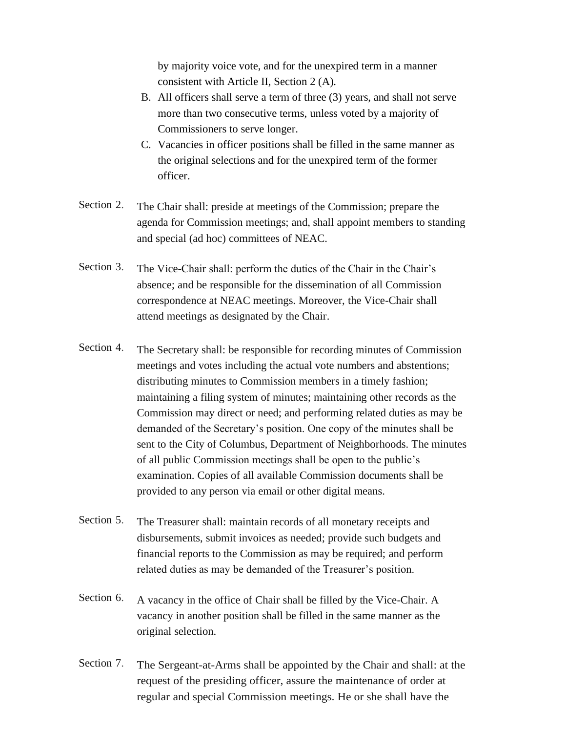by majority voice vote, and for the unexpired term in a manner consistent with Article II, Section 2 (A).

B. All officers shall serve a term of three (3) years, and shall not serve more than two consecutive terms, unless voted by a majority of Commissioners to serve longer.
C. Vacancies in officer positions shall be filled in the same manner as the original selections and for the unexpired term of the former officer.

Section 2. The Chair shall: preside at meetings of the Commission; prepare the agenda for Commission meetings; and, shall appoint members to standing and special (ad hoc) committees of NEAC.

Section 3. The Vice-Chair shall: perform the duties of the Chair in the Chair's absence; and be responsible for the dissemination of all Commission correspondence at NEAC meetings. Moreover, the Vice-Chair shall attend meetings as designated by the Chair.

Section 4. The Secretary shall: be responsible for recording minutes of Commission meetings and votes including the actual vote numbers and abstentions; distributing minutes to Commission members in a timely fashion; maintaining a filing system of minutes; maintaining other records as the Commission may direct or need; and performing related duties as may be demanded of the Secretary's position. One copy of the minutes shall be sent to the City of Columbus, Department of Neighborhoods. The minutes of all public Commission meetings shall be open to the public's examination. Copies of all available Commission documents shall be provided to any person via email or other digital means.

Section 5. The Treasurer shall: maintain records of all monetary receipts and disbursements, submit invoices as needed; provide such budgets and financial reports to the Commission as may be required; and perform related duties as may be demanded of the Treasurer's position.

Section 6. A vacancy in the office of Chair shall be filled by the Vice-Chair. A vacancy in another position shall be filled in the same manner as the original selection.

Section 7. The Sergeant-at-Arms shall be appointed by the Chair and shall: at the request of the presiding officer, assure the maintenance of order at regular and special Commission meetings. He or she shall have the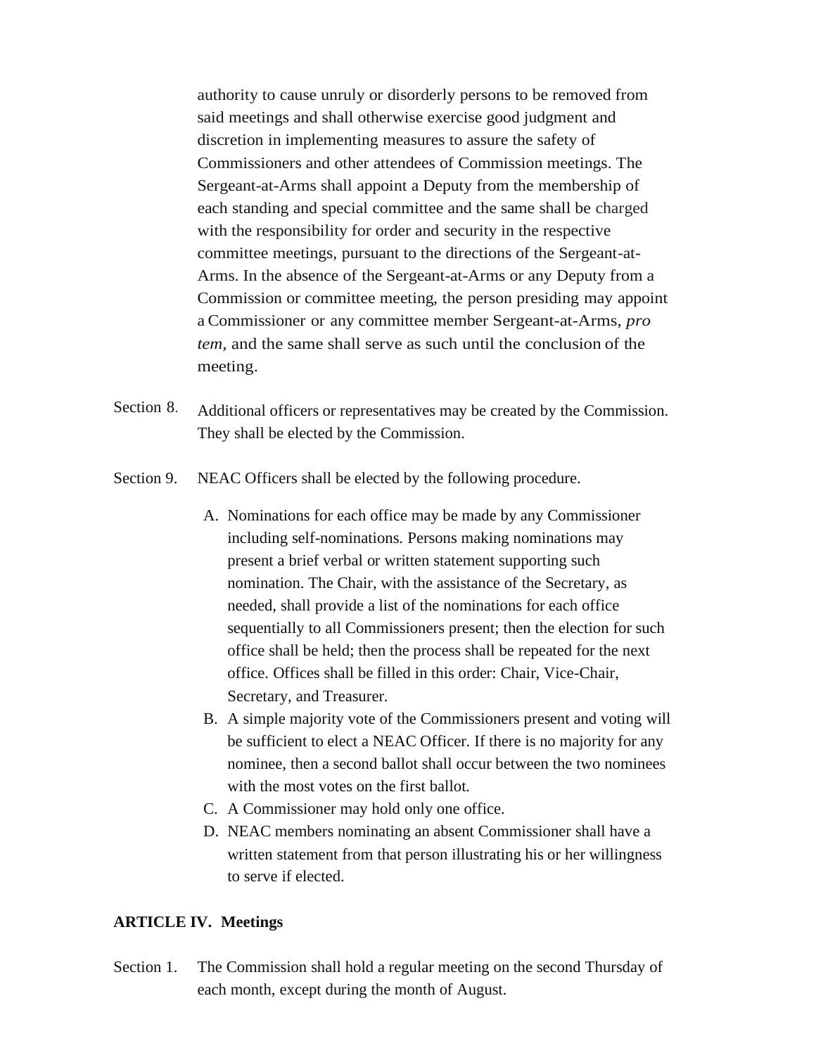authority to cause unruly or disorderly persons to be removed from said meetings and shall otherwise exercise good judgment and discretion in implementing measures to assure the safety of Commissioners and other attendees of Commission meetings. The Sergeant-at-Arms shall appoint a Deputy from the membership of each standing and special committee and the same shall be charged with the responsibility for order and security in the respective committee meetings, pursuant to the directions of the Sergeant-at-Arms. In the absence of the Sergeant-at-Arms or any Deputy from a Commission or committee meeting, the person presiding may appoint a Commissioner or any committee member Sergeant-at-Arms, *pro tem,* and the same shall serve as such until the conclusion of the meeting.

Section 8. Additional officers or representatives may be created by the Commission. They shall be elected by the Commission.

Section 9. NEAC Officers shall be elected by the following procedure.

A. Nominations for each office may be made by any Commissioner including self-nominations. Persons making nominations may present a brief verbal or written statement supporting such nomination. The Chair, with the assistance of the Secretary, as needed, shall provide a list of the nominations for each office sequentially to all Commissioners present; then the election for such office shall be held; then the process shall be repeated for the next office. Offices shall be filled in this order: Chair, Vice-Chair, Secretary, and Treasurer.

B. A simple majority vote of the Commissioners present and voting will be sufficient to elect a NEAC Officer. If there is no majority for any nominee, then a second ballot shall occur between the two nominees with the most votes on the first ballot.

C. A Commissioner may hold only one office.

D. NEAC members nominating an absent Commissioner shall have a written statement from that person illustrating his or her willingness to serve if elected.

**ARTICLE IV. Meetings**

Section 1. The Commission shall hold a regular meeting on the second Thursday of each month, except during the month of August.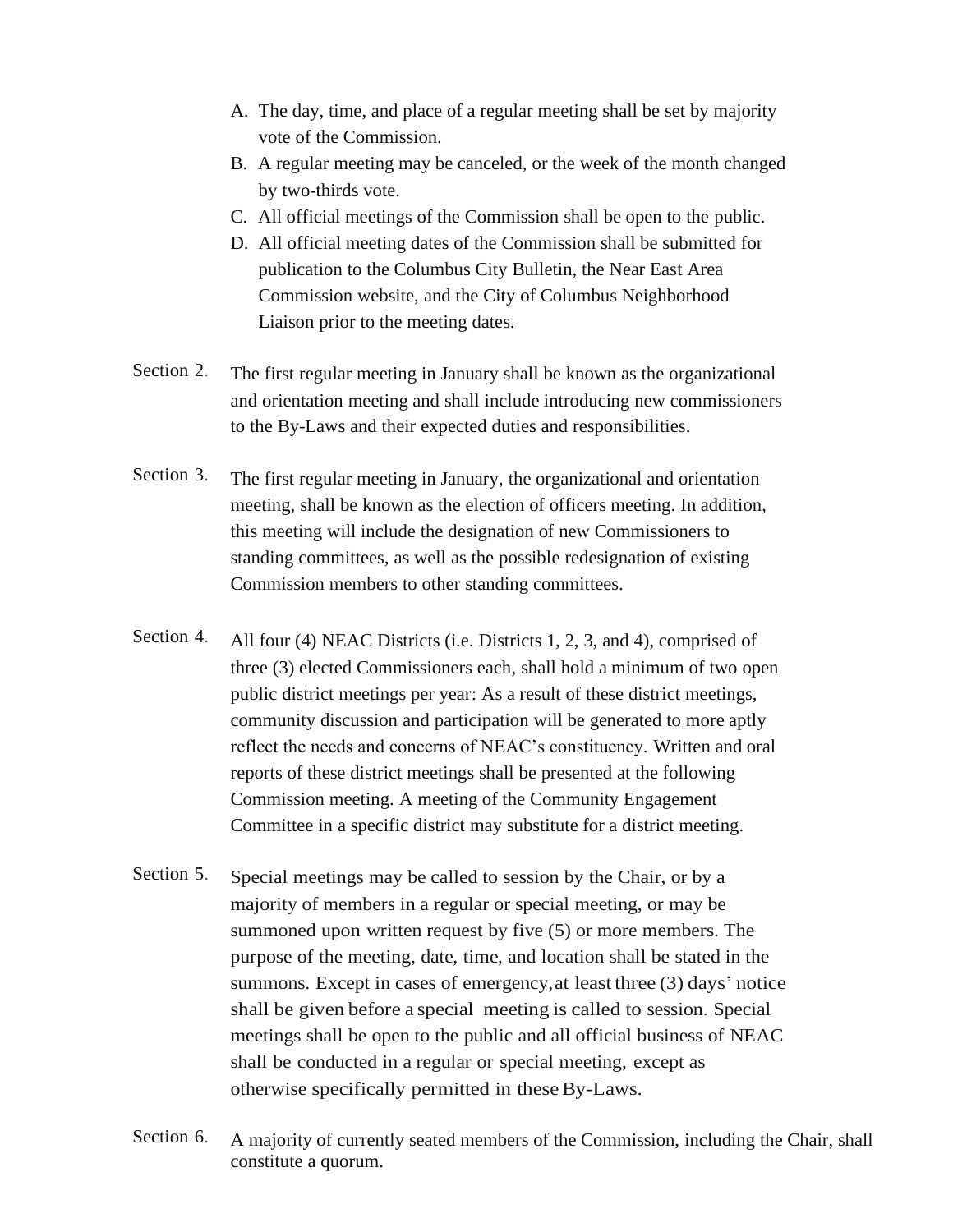A. The day, time, and place of a regular meeting shall be set by majority vote of the Commission.
B. A regular meeting may be canceled, or the week of the month changed by two-thirds vote.
C. All official meetings of the Commission shall be open to the public.
D. All official meeting dates of the Commission shall be submitted for publication to the Columbus City Bulletin, the Near East Area Commission website, and the City of Columbus Neighborhood Liaison prior to the meeting dates.

Section 2. The first regular meeting in January shall be known as the organizational and orientation meeting and shall include introducing new commissioners to the By-Laws and their expected duties and responsibilities.

Section 3. The first regular meeting in January, the organizational and orientation meeting, shall be known as the election of officers meeting. In addition, this meeting will include the designation of new Commissioners to standing committees, as well as the possible redesignation of existing Commission members to other standing committees.

Section 4. All four (4) NEAC Districts (i.e. Districts 1, 2, 3, and 4), comprised of three (3) elected Commissioners each, shall hold a minimum of two open public district meetings per year: As a result of these district meetings, community discussion and participation will be generated to more aptly reflect the needs and concerns of NEAC's constituency. Written and oral reports of these district meetings shall be presented at the following Commission meeting. A meeting of the Community Engagement Committee in a specific district may substitute for a district meeting.

Section 5. Special meetings may be called to session by the Chair, or by a majority of members in a regular or special meeting, or may be summoned upon written request by five (5) or more members. The purpose of the meeting, date, time, and location shall be stated in the summons. Except in cases of emergency, at least three (3) days' notice shall be given before a special meeting is called to session. Special meetings shall be open to the public and all official business of NEAC shall be conducted in a regular or special meeting, except as otherwise specifically permitted in these By-Laws.

Section 6. A majority of currently seated members of the Commission, including the Chair, shall constitute a quorum.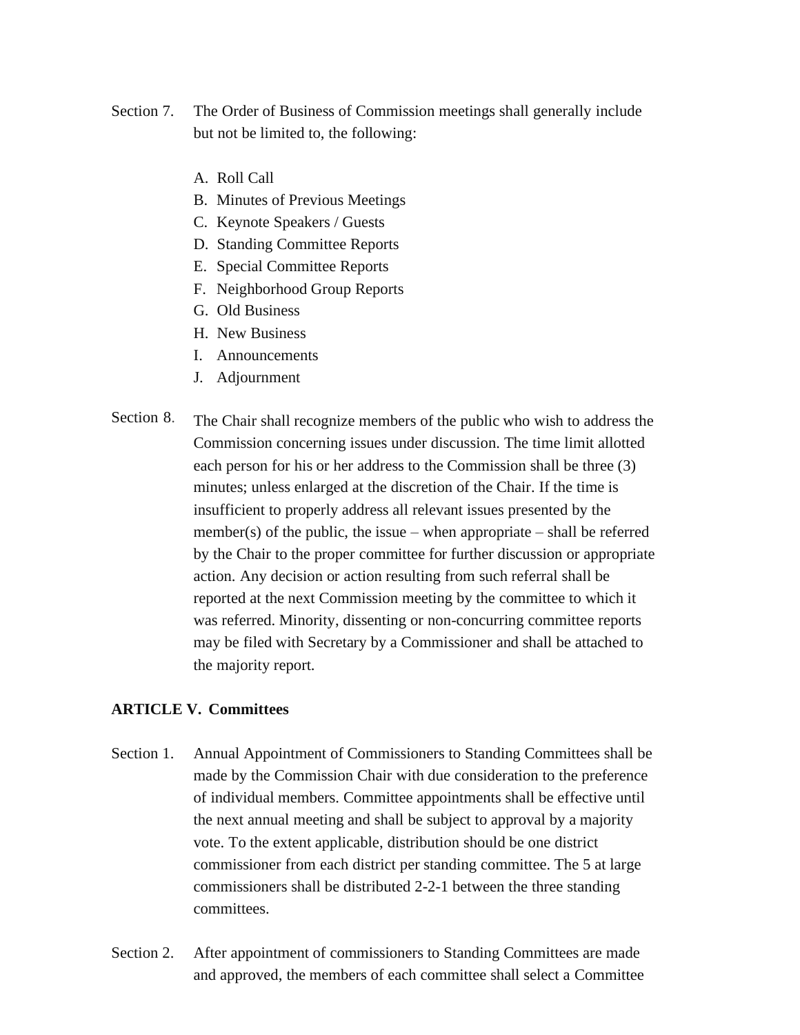Section 7. The Order of Business of Commission meetings shall generally include but not be limited to, the following:

A. Roll Call
B. Minutes of Previous Meetings
C. Keynote Speakers / Guests
D. Standing Committee Reports
E. Special Committee Reports
F. Neighborhood Group Reports
G. Old Business
H. New Business
I. Announcements
J. Adjournment

Section 8. The Chair shall recognize members of the public who wish to address the Commission concerning issues under discussion. The time limit allotted each person for his or her address to the Commission shall be three (3) minutes; unless enlarged at the discretion of the Chair. If the time is insufficient to properly address all relevant issues presented by the member(s) of the public, the issue – when appropriate – shall be referred by the Chair to the proper committee for further discussion or appropriate action. Any decision or action resulting from such referral shall be reported at the next Commission meeting by the committee to which it was referred. Minority, dissenting or non-concurring committee reports may be filed with Secretary by a Commissioner and shall be attached to the majority report.

**ARTICLE V. Committees**

Section 1. Annual Appointment of Commissioners to Standing Committees shall be made by the Commission Chair with due consideration to the preference of individual members. Committee appointments shall be effective until the next annual meeting and shall be subject to approval by a majority vote. To the extent applicable, distribution should be one district commissioner from each district per standing committee. The 5 at large commissioners shall be distributed 2-2-1 between the three standing committees.

Section 2. After appointment of commissioners to Standing Committees are made and approved, the members of each committee shall select a Committee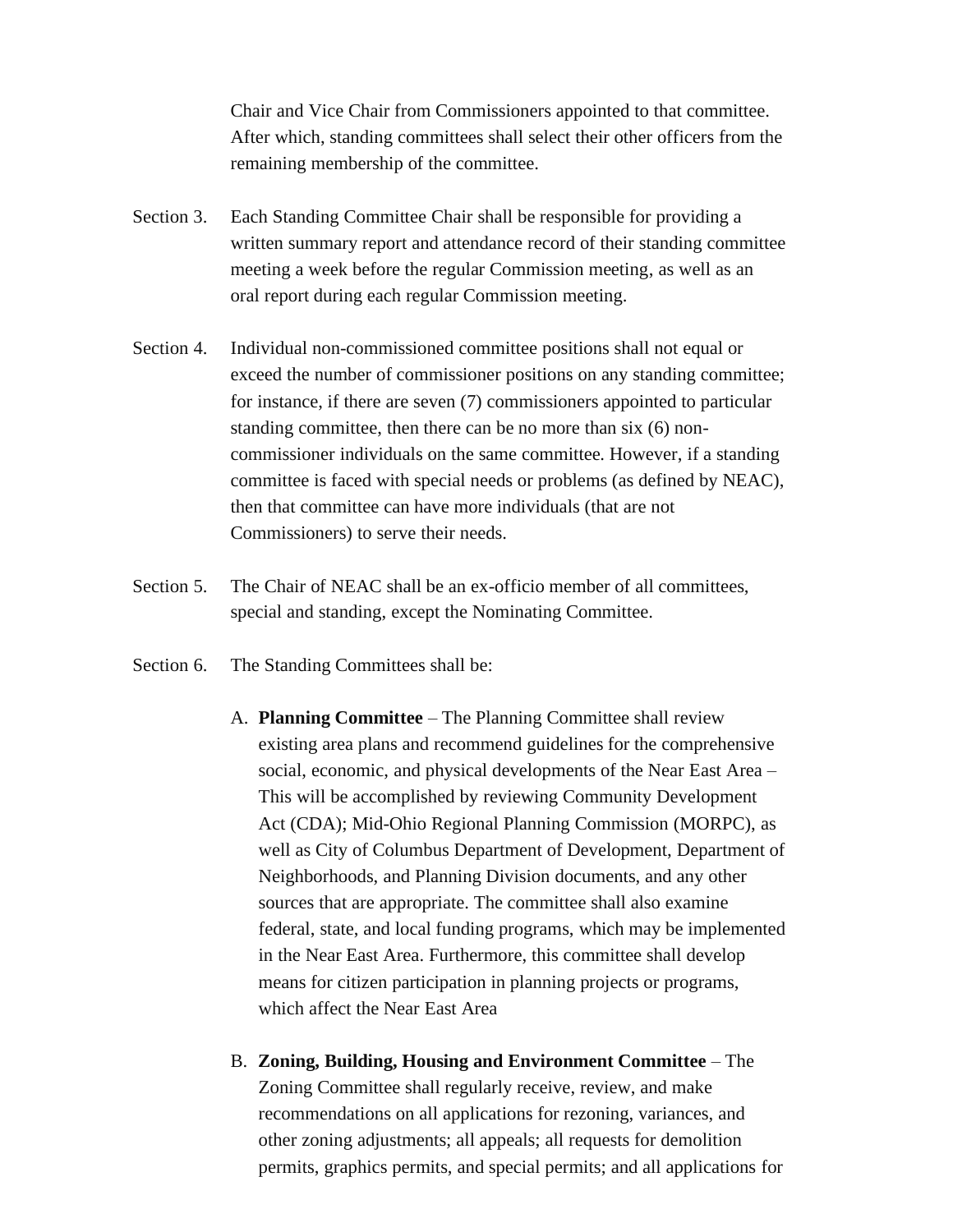Chair and Vice Chair from Commissioners appointed to that committee. After which, standing committees shall select their other officers from the remaining membership of the committee.

Section 3. Each Standing Committee Chair shall be responsible for providing a written summary report and attendance record of their standing committee meeting a week before the regular Commission meeting, as well as an oral report during each regular Commission meeting.

Section 4. Individual non-commissioned committee positions shall not equal or exceed the number of commissioner positions on any standing committee; for instance, if there are seven (7) commissioners appointed to particular standing committee, then there can be no more than six (6) non-commissioner individuals on the same committee. However, if a standing committee is faced with special needs or problems (as defined by NEAC), then that committee can have more individuals (that are not Commissioners) to serve their needs.

Section 5. The Chair of NEAC shall be an ex-officio member of all committees, special and standing, except the Nominating Committee.

Section 6. The Standing Committees shall be:

A. **Planning Committee** – The Planning Committee shall review existing area plans and recommend guidelines for the comprehensive social, economic, and physical developments of the Near East Area – This will be accomplished by reviewing Community Development Act (CDA); Mid-Ohio Regional Planning Commission (MORPC), as well as City of Columbus Department of Development, Department of Neighborhoods, and Planning Division documents, and any other sources that are appropriate. The committee shall also examine federal, state, and local funding programs, which may be implemented in the Near East Area. Furthermore, this committee shall develop means for citizen participation in planning projects or programs, which affect the Near East Area

B. **Zoning, Building, Housing and Environment Committee** – The Zoning Committee shall regularly receive, review, and make recommendations on all applications for rezoning, variances, and other zoning adjustments; all appeals; all requests for demolition permits, graphics permits, and special permits; and all applications for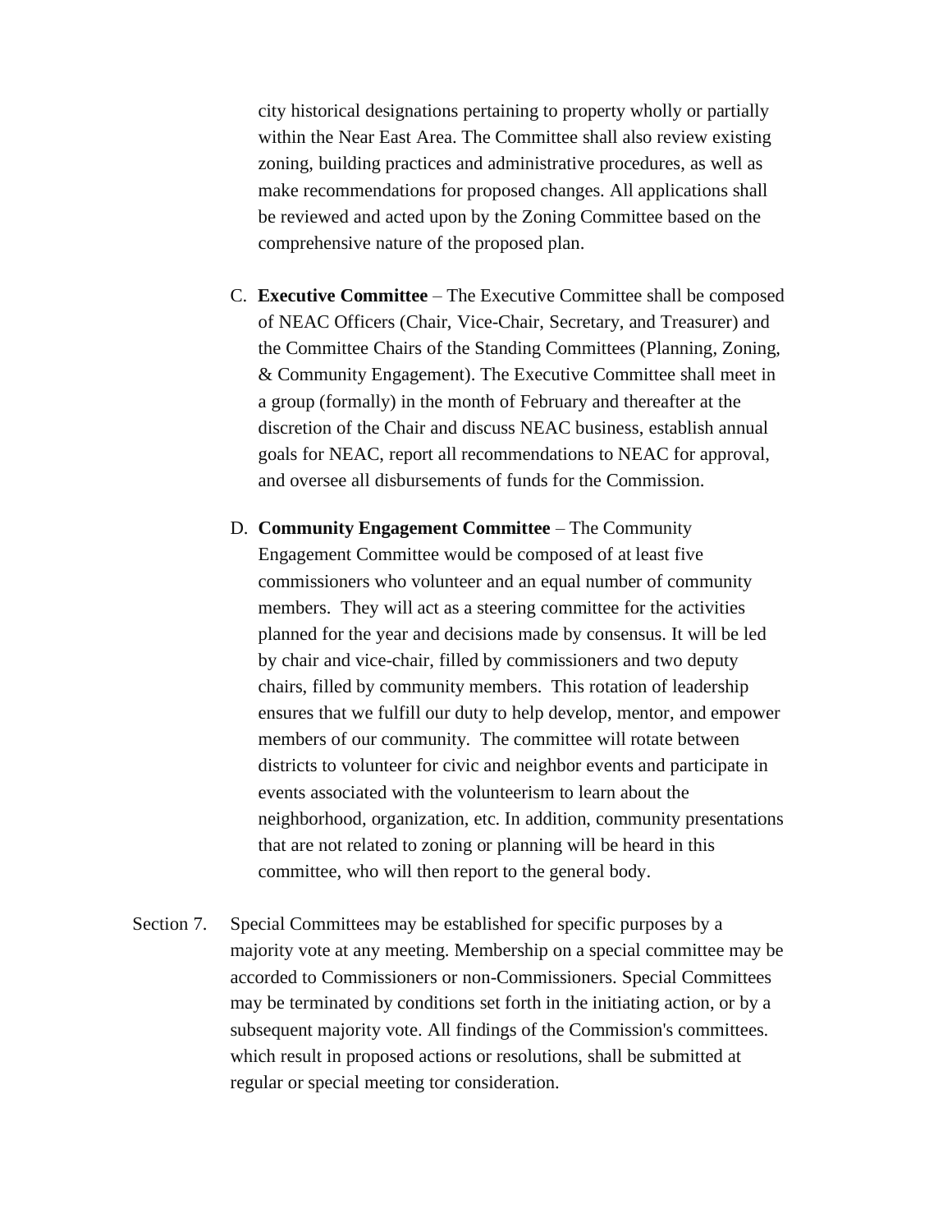city historical designations pertaining to property wholly or partially within the Near East Area. The Committee shall also review existing zoning, building practices and administrative procedures, as well as make recommendations for proposed changes. All applications shall be reviewed and acted upon by the Zoning Committee based on the comprehensive nature of the proposed plan.

C. **Executive Committee** – The Executive Committee shall be composed of NEAC Officers (Chair, Vice-Chair, Secretary, and Treasurer) and the Committee Chairs of the Standing Committees (Planning, Zoning, & Community Engagement). The Executive Committee shall meet in a group (formally) in the month of February and thereafter at the discretion of the Chair and discuss NEAC business, establish annual goals for NEAC, report all recommendations to NEAC for approval, and oversee all disbursements of funds for the Commission.

D. **Community Engagement Committee** – The Community Engagement Committee would be composed of at least five commissioners who volunteer and an equal number of community members. They will act as a steering committee for the activities planned for the year and decisions made by consensus. It will be led by chair and vice-chair, filled by commissioners and two deputy chairs, filled by community members. This rotation of leadership ensures that we fulfill our duty to help develop, mentor, and empower members of our community. The committee will rotate between districts to volunteer for civic and neighbor events and participate in events associated with the volunteerism to learn about the neighborhood, organization, etc. In addition, community presentations that are not related to zoning or planning will be heard in this committee, who will then report to the general body.

Section 7. Special Committees may be established for specific purposes by a majority vote at any meeting. Membership on a special committee may be accorded to Commissioners or non-Commissioners. Special Committees may be terminated by conditions set forth in the initiating action, or by a subsequent majority vote. All findings of the Commission's committees. which result in proposed actions or resolutions, shall be submitted at regular or special meeting tor consideration.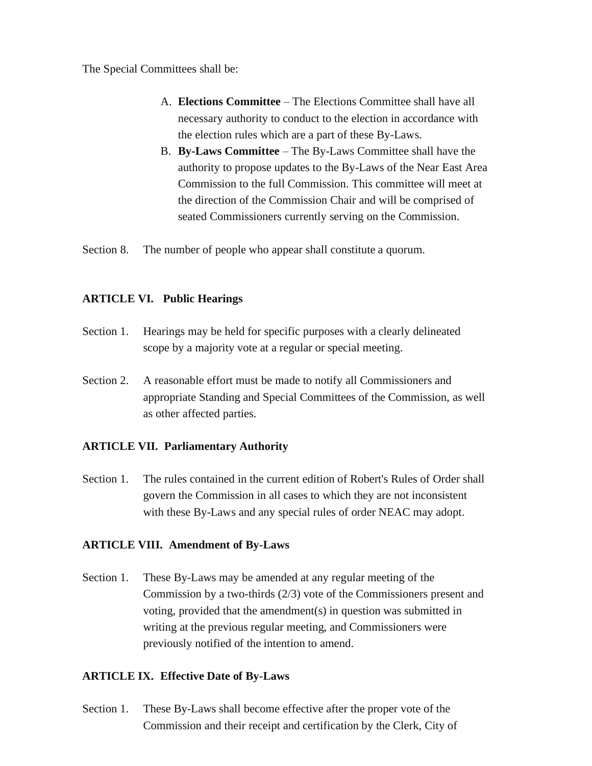The Special Committees shall be:

A. **Elections Committee** – The Elections Committee shall have all necessary authority to conduct to the election in accordance with the election rules which are a part of these By-Laws.
B. **By-Laws Committee** – The By-Laws Committee shall have the authority to propose updates to the By-Laws of the Near East Area Commission to the full Commission. This committee will meet at the direction of the Commission Chair and will be comprised of seated Commissioners currently serving on the Commission.

Section 8. The number of people who appear shall constitute a quorum.

**ARTICLE VI. Public Hearings**

Section 1. Hearings may be held for specific purposes with a clearly delineated scope by a majority vote at a regular or special meeting.

Section 2. A reasonable effort must be made to notify all Commissioners and appropriate Standing and Special Committees of the Commission, as well as other affected parties.

**ARTICLE VII. Parliamentary Authority**

Section 1. The rules contained in the current edition of Robert's Rules of Order shall govern the Commission in all cases to which they are not inconsistent with these By-Laws and any special rules of order NEAC may adopt.

**ARTICLE VIII. Amendment of By-Laws**

Section 1. These By-Laws may be amended at any regular meeting of the Commission by a two-thirds (2/3) vote of the Commissioners present and voting, provided that the amendment(s) in question was submitted in writing at the previous regular meeting, and Commissioners were previously notified of the intention to amend.

**ARTICLE IX. Effective Date of By-Laws**

Section 1. These By-Laws shall become effective after the proper vote of the Commission and their receipt and certification by the Clerk, City of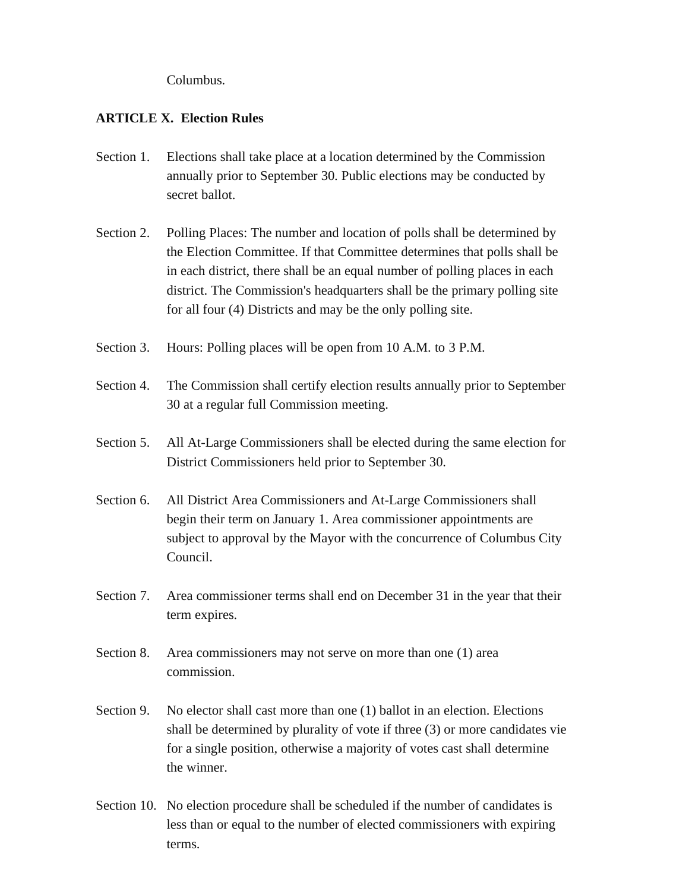Columbus.

**ARTICLE X. Election Rules**

Section 1. Elections shall take place at a location determined by the Commission annually prior to September 30. Public elections may be conducted by secret ballot.

Section 2. Polling Places: The number and location of polls shall be determined by the Election Committee. If that Committee determines that polls shall be in each district, there shall be an equal number of polling places in each district. The Commission's headquarters shall be the primary polling site for all four (4) Districts and may be the only polling site.

Section 3. Hours: Polling places will be open from 10 A.M. to 3 P.M.

Section 4. The Commission shall certify election results annually prior to September 30 at a regular full Commission meeting.

Section 5. All At-Large Commissioners shall be elected during the same election for District Commissioners held prior to September 30.

Section 6. All District Area Commissioners and At-Large Commissioners shall begin their term on January 1. Area commissioner appointments are subject to approval by the Mayor with the concurrence of Columbus City Council.

Section 7. Area commissioner terms shall end on December 31 in the year that their term expires.

Section 8. Area commissioners may not serve on more than one (1) area commission.

Section 9. No elector shall cast more than one (1) ballot in an election. Elections shall be determined by plurality of vote if three (3) or more candidates vie for a single position, otherwise a majority of votes cast shall determine the winner.

Section 10. No election procedure shall be scheduled if the number of candidates is less than or equal to the number of elected commissioners with expiring terms.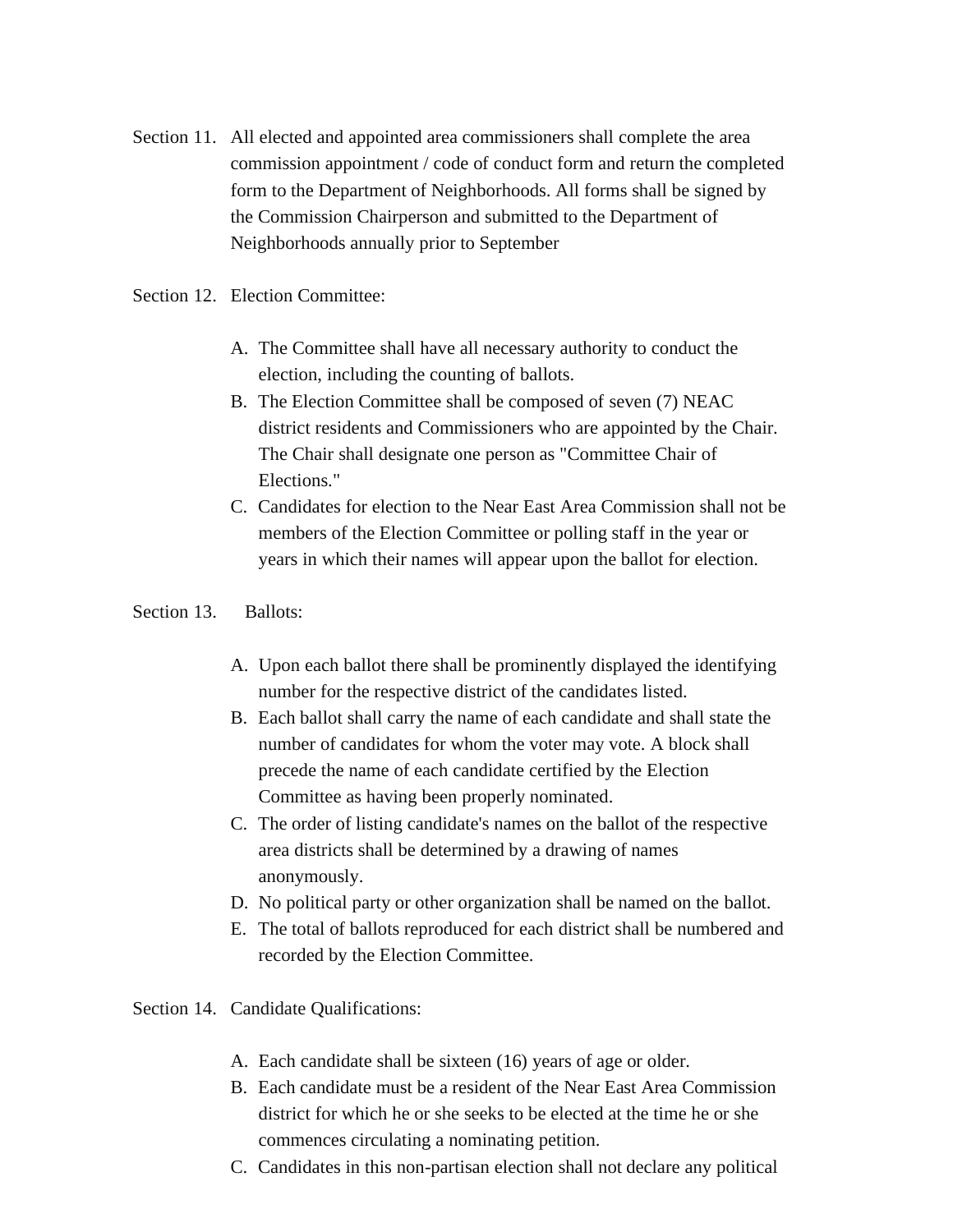Section 11. All elected and appointed area commissioners shall complete the area commission appointment / code of conduct form and return the completed form to the Department of Neighborhoods. All forms shall be signed by the Commission Chairperson and submitted to the Department of Neighborhoods annually prior to September

Section 12. Election Committee:

A. The Committee shall have all necessary authority to conduct the election, including the counting of ballots.
B. The Election Committee shall be composed of seven (7) NEAC district residents and Commissioners who are appointed by the Chair. The Chair shall designate one person as "Committee Chair of Elections."
C. Candidates for election to the Near East Area Commission shall not be members of the Election Committee or polling staff in the year or years in which their names will appear upon the ballot for election.

Section 13. Ballots:

A. Upon each ballot there shall be prominently displayed the identifying number for the respective district of the candidates listed.
B. Each ballot shall carry the name of each candidate and shall state the number of candidates for whom the voter may vote. A block shall precede the name of each candidate certified by the Election Committee as having been properly nominated.
C. The order of listing candidate's names on the ballot of the respective area districts shall be determined by a drawing of names anonymously.
D. No political party or other organization shall be named on the ballot.
E. The total of ballots reproduced for each district shall be numbered and recorded by the Election Committee.

Section 14. Candidate Qualifications:

A. Each candidate shall be sixteen (16) years of age or older.
B. Each candidate must be a resident of the Near East Area Commission district for which he or she seeks to be elected at the time he or she commences circulating a nominating petition.
C. Candidates in this non-partisan election shall not declare any political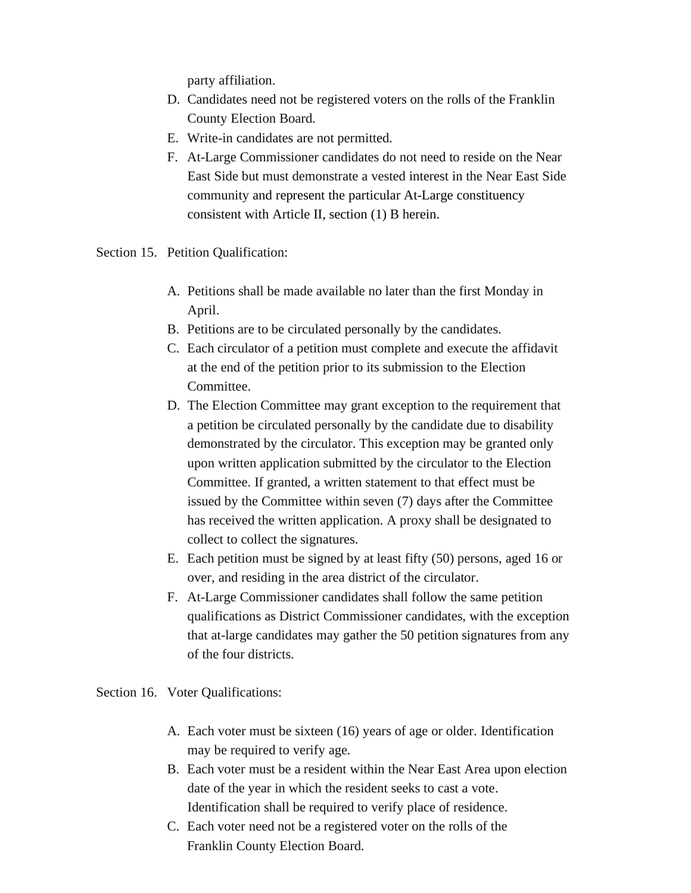party affiliation.

D. Candidates need not be registered voters on the rolls of the Franklin County Election Board.
E. Write-in candidates are not permitted.
F. At-Large Commissioner candidates do not need to reside on the Near East Side but must demonstrate a vested interest in the Near East Side community and represent the particular At-Large constituency consistent with Article II, section (1) B herein.

Section 15. Petition Qualification:

A. Petitions shall be made available no later than the first Monday in April.
B. Petitions are to be circulated personally by the candidates.
C. Each circulator of a petition must complete and execute the affidavit at the end of the petition prior to its submission to the Election Committee.
D. The Election Committee may grant exception to the requirement that a petition be circulated personally by the candidate due to disability demonstrated by the circulator. This exception may be granted only upon written application submitted by the circulator to the Election Committee. If granted, a written statement to that effect must be issued by the Committee within seven (7) days after the Committee has received the written application. A proxy shall be designated to collect to collect the signatures.
E. Each petition must be signed by at least fifty (50) persons, aged 16 or over, and residing in the area district of the circulator.
F. At-Large Commissioner candidates shall follow the same petition qualifications as District Commissioner candidates, with the exception that at-large candidates may gather the 50 petition signatures from any of the four districts.

Section 16. Voter Qualifications:

A. Each voter must be sixteen (16) years of age or older. Identification may be required to verify age.
B. Each voter must be a resident within the Near East Area upon election date of the year in which the resident seeks to cast a vote. Identification shall be required to verify place of residence.
C. Each voter need not be a registered voter on the rolls of the Franklin County Election Board.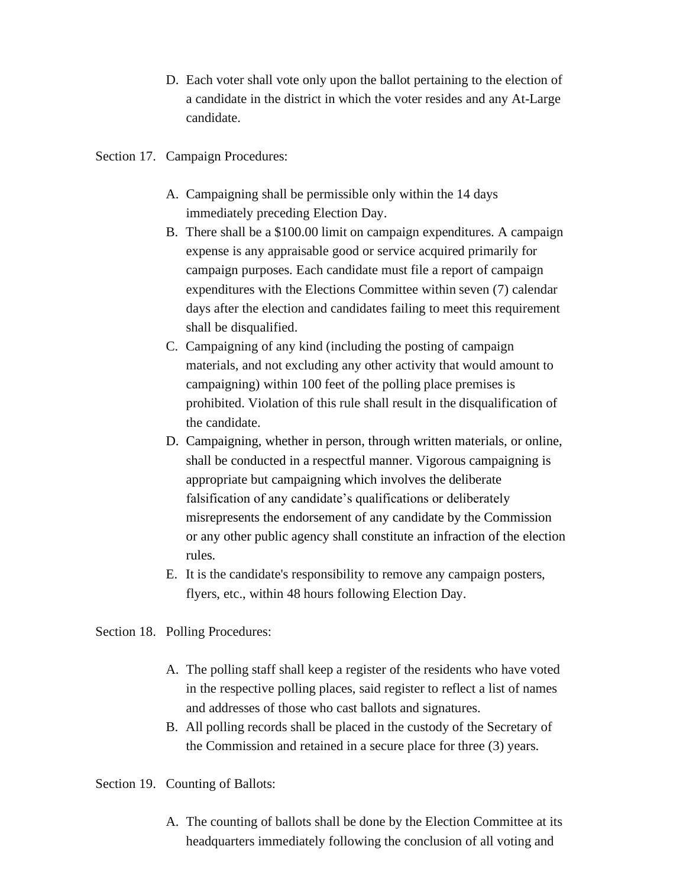D. Each voter shall vote only upon the ballot pertaining to the election of a candidate in the district in which the voter resides and any At-Large candidate.

Section 17. Campaign Procedures:

A. Campaigning shall be permissible only within the 14 days immediately preceding Election Day.
B. There shall be a $100.00 limit on campaign expenditures. A campaign expense is any appraisable good or service acquired primarily for campaign purposes. Each candidate must file a report of campaign expenditures with the Elections Committee within seven (7) calendar days after the election and candidates failing to meet this requirement shall be disqualified.
C. Campaigning of any kind (including the posting of campaign materials, and not excluding any other activity that would amount to campaigning) within 100 feet of the polling place premises is prohibited. Violation of this rule shall result in the disqualification of the candidate.
D. Campaigning, whether in person, through written materials, or online, shall be conducted in a respectful manner. Vigorous campaigning is appropriate but campaigning which involves the deliberate falsification of any candidate's qualifications or deliberately misrepresents the endorsement of any candidate by the Commission or any other public agency shall constitute an infraction of the election rules.
E. It is the candidate's responsibility to remove any campaign posters, flyers, etc., within 48 hours following Election Day.

Section 18. Polling Procedures:

A. The polling staff shall keep a register of the residents who have voted in the respective polling places, said register to reflect a list of names and addresses of those who cast ballots and signatures.
B. All polling records shall be placed in the custody of the Secretary of the Commission and retained in a secure place for three (3) years.

Section 19. Counting of Ballots:

A. The counting of ballots shall be done by the Election Committee at its headquarters immediately following the conclusion of all voting and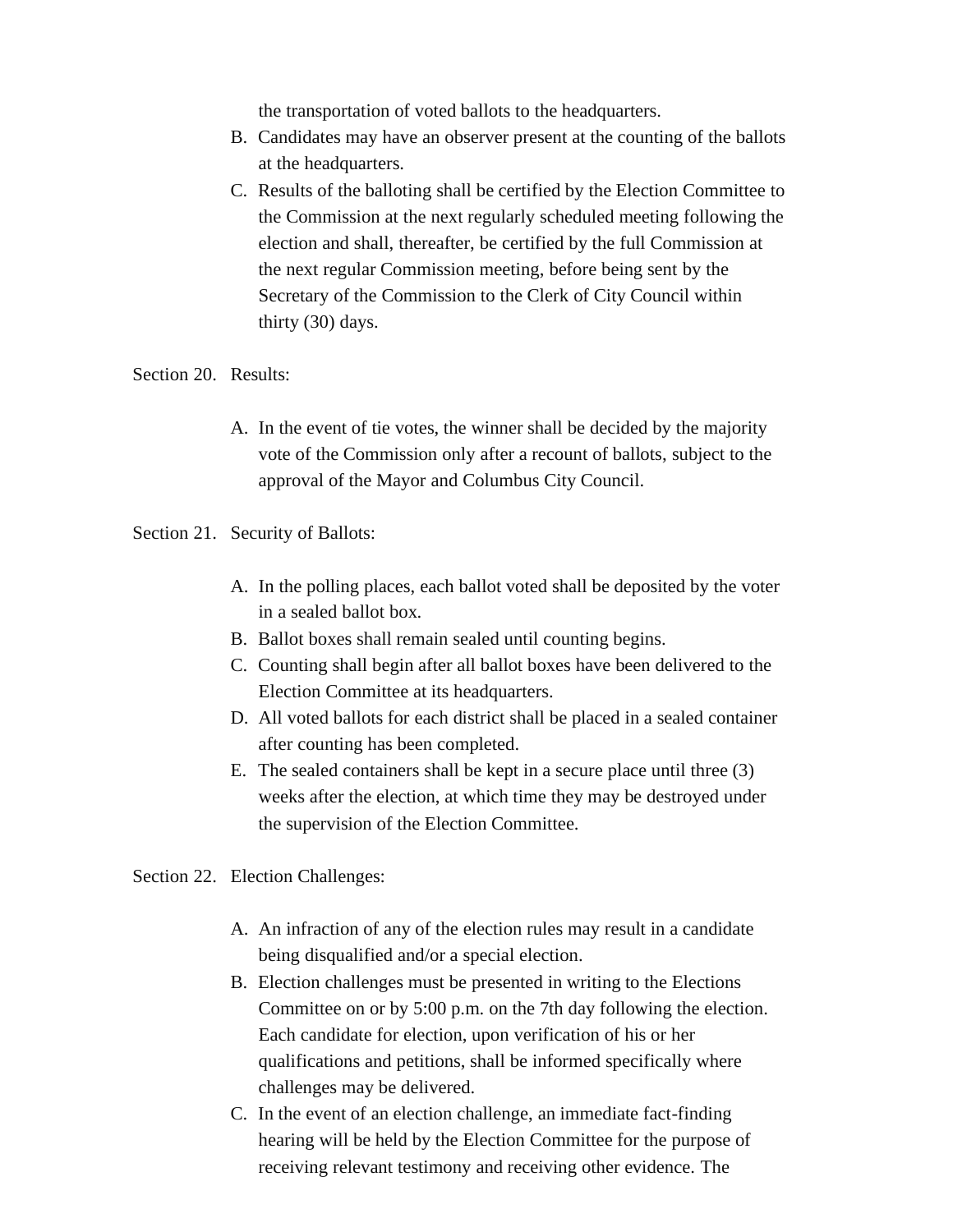the transportation of voted ballots to the headquarters.

B. Candidates may have an observer present at the counting of the ballots at the headquarters.
C. Results of the balloting shall be certified by the Election Committee to the Commission at the next regularly scheduled meeting following the election and shall, thereafter, be certified by the full Commission at the next regular Commission meeting, before being sent by the Secretary of the Commission to the Clerk of City Council within thirty (30) days.

Section 20. Results:

A. In the event of tie votes, the winner shall be decided by the majority vote of the Commission only after a recount of ballots, subject to the approval of the Mayor and Columbus City Council.

Section 21. Security of Ballots:

A. In the polling places, each ballot voted shall be deposited by the voter in a sealed ballot box.
B. Ballot boxes shall remain sealed until counting begins.
C. Counting shall begin after all ballot boxes have been delivered to the Election Committee at its headquarters.
D. All voted ballots for each district shall be placed in a sealed container after counting has been completed.
E. The sealed containers shall be kept in a secure place until three (3) weeks after the election, at which time they may be destroyed under the supervision of the Election Committee.

Section 22. Election Challenges:

A. An infraction of any of the election rules may result in a candidate being disqualified and/or a special election.
B. Election challenges must be presented in writing to the Elections Committee on or by 5:00 p.m. on the 7th day following the election. Each candidate for election, upon verification of his or her qualifications and petitions, shall be informed specifically where challenges may be delivered.
C. In the event of an election challenge, an immediate fact-finding hearing will be held by the Election Committee for the purpose of receiving relevant testimony and receiving other evidence. The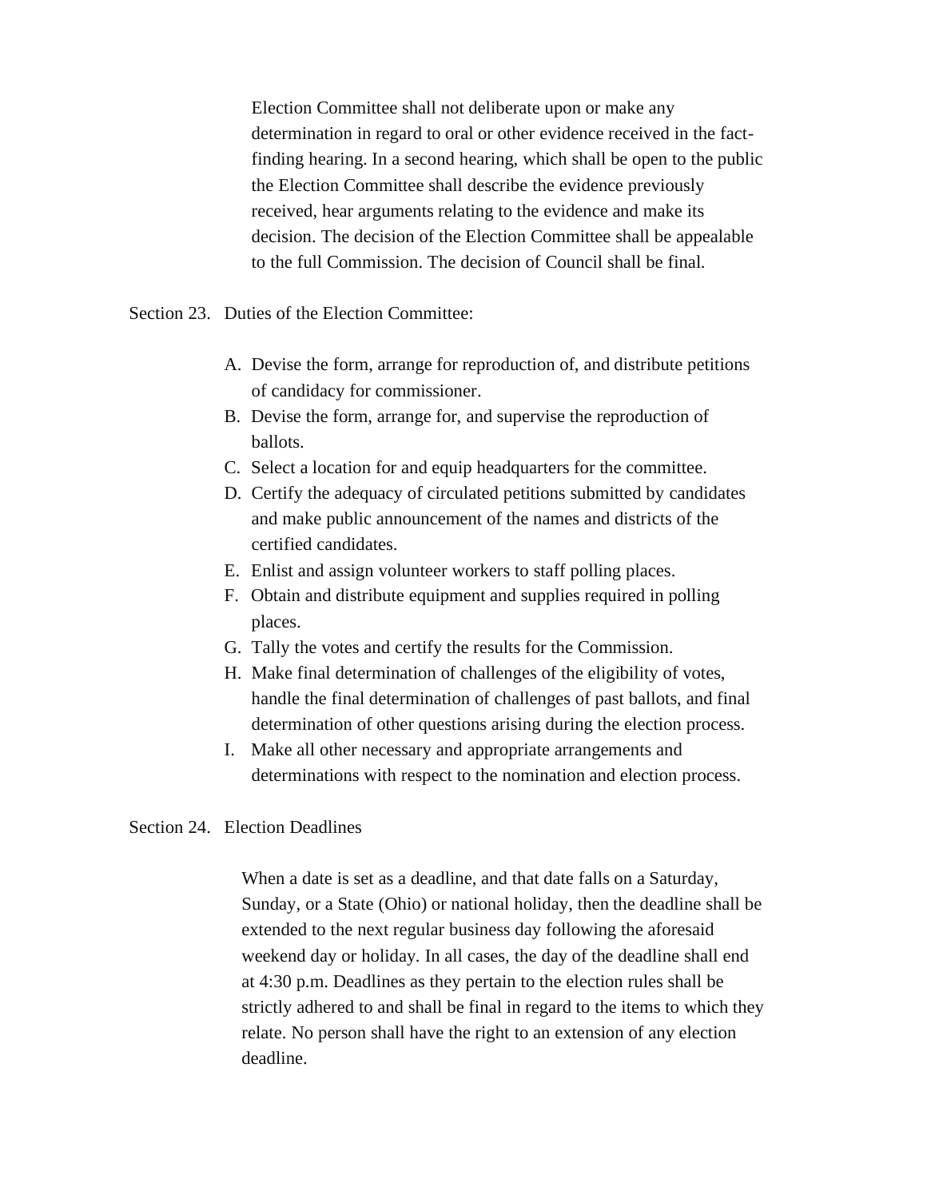Election Committee shall not deliberate upon or make any determination in regard to oral or other evidence received in the fact-finding hearing. In a second hearing, which shall be open to the public the Election Committee shall describe the evidence previously received, hear arguments relating to the evidence and make its decision. The decision of the Election Committee shall be appealable to the full Commission. The decision of Council shall be final.

Section 23. Duties of the Election Committee:

A. Devise the form, arrange for reproduction of, and distribute petitions of candidacy for commissioner.
B. Devise the form, arrange for, and supervise the reproduction of ballots.
C. Select a location for and equip headquarters for the committee.
D. Certify the adequacy of circulated petitions submitted by candidates and make public announcement of the names and districts of the certified candidates.
E. Enlist and assign volunteer workers to staff polling places.
F. Obtain and distribute equipment and supplies required in polling places.
G. Tally the votes and certify the results for the Commission.
H. Make final determination of challenges of the eligibility of votes, handle the final determination of challenges of past ballots, and final determination of other questions arising during the election process.
I. Make all other necessary and appropriate arrangements and determinations with respect to the nomination and election process.

Section 24. Election Deadlines

When a date is set as a deadline, and that date falls on a Saturday, Sunday, or a State (Ohio) or national holiday, then the deadline shall be extended to the next regular business day following the aforesaid weekend day or holiday. In all cases, the day of the deadline shall end at 4:30 p.m. Deadlines as they pertain to the election rules shall be strictly adhered to and shall be final in regard to the items to which they relate. No person shall have the right to an extension of any election deadline.